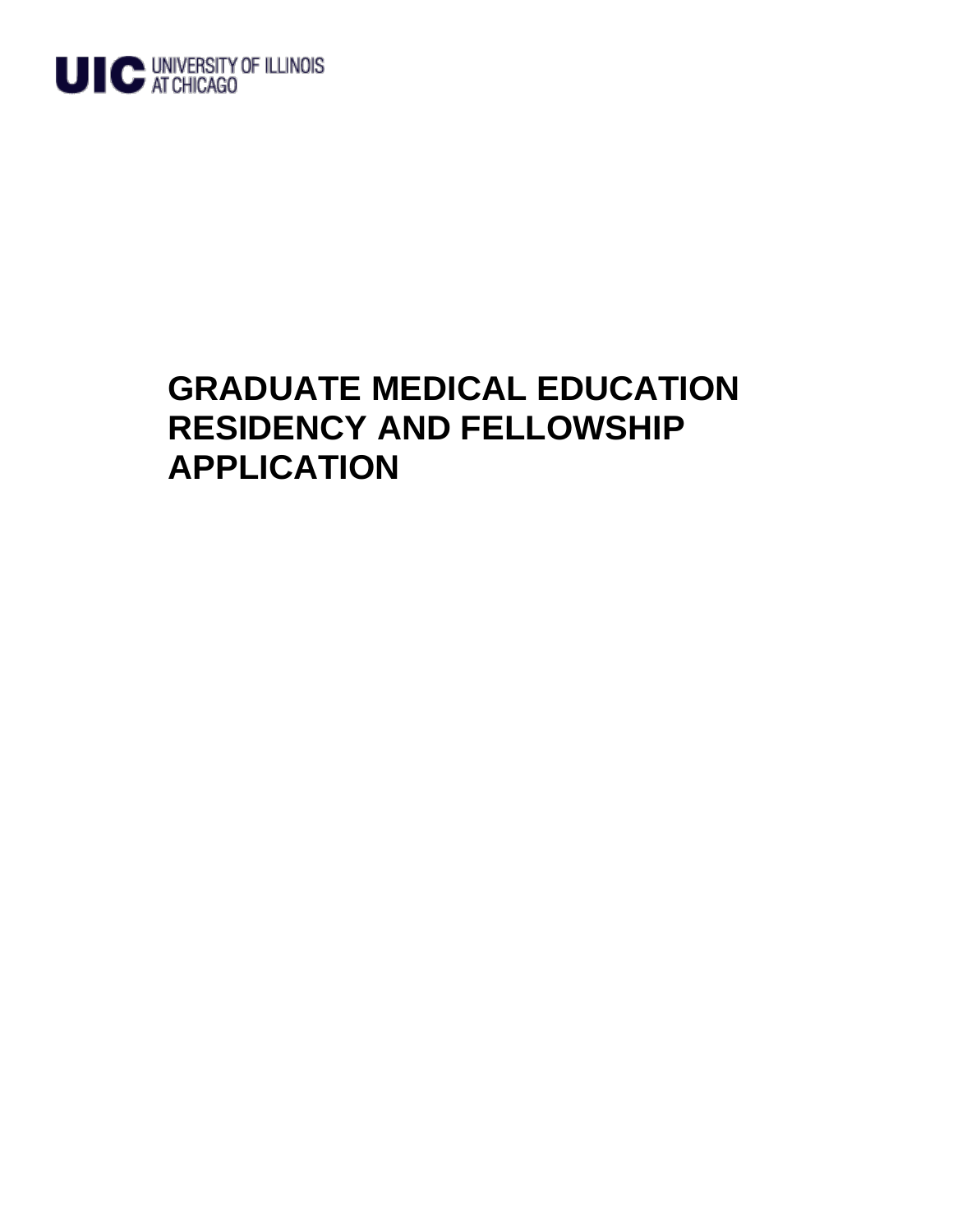UIC UNIVERSITY OF ILLINOIS AT CHICAGO

# GRADUATE MEDICAL EDUCATION RESIDENCY AND FELLOWSHIP APPLICATION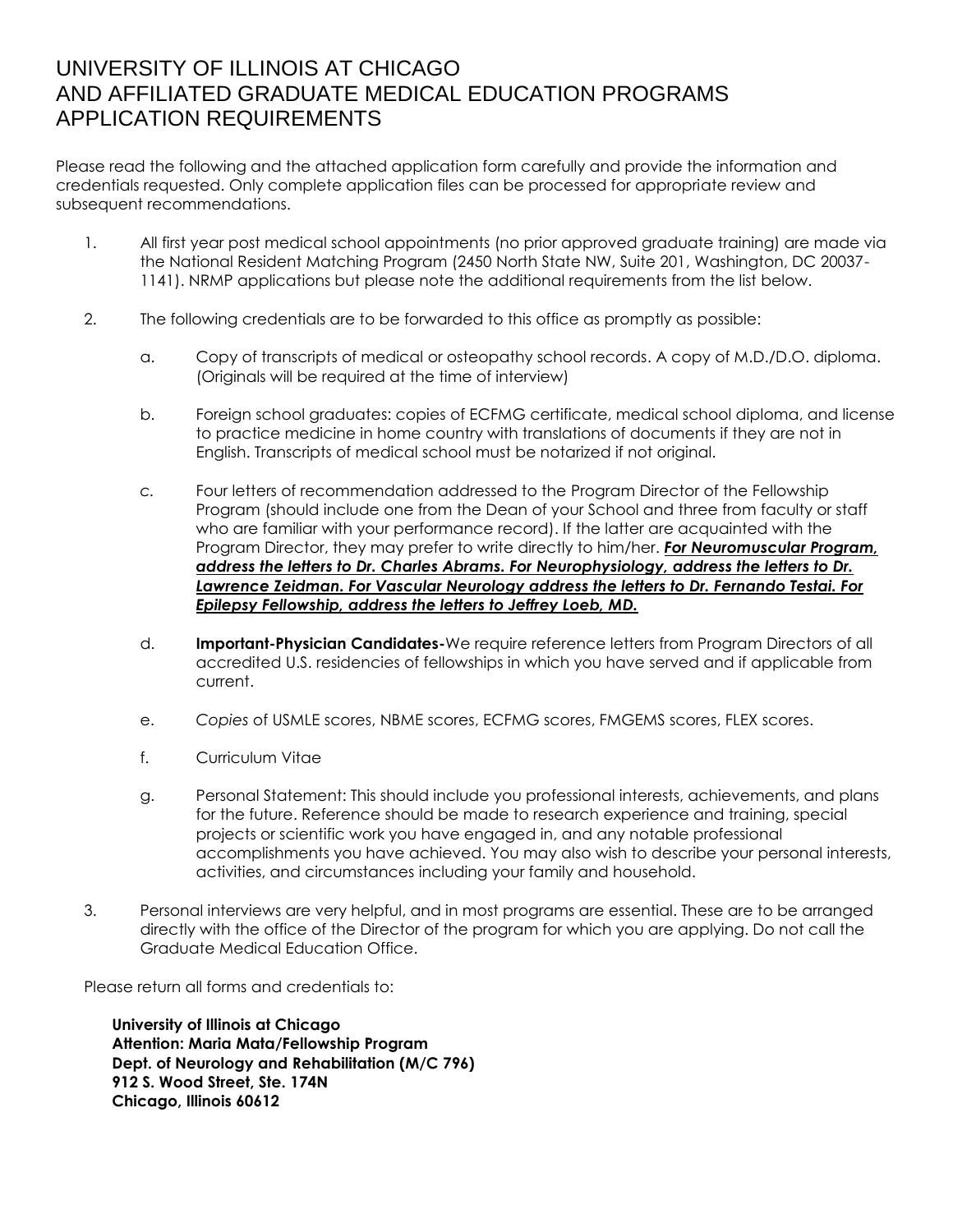# UNIVERSITY OF ILLINOIS AT CHICAGO
# AND AFFILIATED GRADUATE MEDICAL EDUCATION PROGRAMS
# APPLICATION REQUIREMENTS

Please read the following and the attached application form carefully and provide the information and credentials requested. Only complete application files can be processed for appropriate review and subsequent recommendations.

1. All first year post medical school appointments (no prior approved graduate training) are made via the National Resident Matching Program (2450 North State NW, Suite 201, Washington, DC 20037-1141). NRMP applications but please note the additional requirements from the list below.

2. The following credentials are to be forwarded to this office as promptly as possible:

   a. Copy of transcripts of medical or osteopathy school records. A copy of M.D./D.O. diploma. (Originals will be required at the time of interview)

   b. Foreign school graduates: copies of ECFMG certificate, medical school diploma, and license to practice medicine in home country with translations of documents if they are not in English. Transcripts of medical school must be notarized if not original.

   c. Four letters of recommendation addressed to the Program Director of the Fellowship Program (should include one from the Dean of your School and three from faculty or staff who are familiar with your performance record). If the latter are acquainted with the Program Director, they may prefer to write directly to him/her. ***For Neuromuscular Program, address the letters to Dr. Charles Abrams. For Neurophysiology, address the letters to Dr. Lawrence Zeidman. For Vascular Neurology address the letters to Dr. Fernando Testai. For Epilepsy Fellowship, address the letters to Jeffrey Loeb, MD.***

   d. **Important-Physician Candidates-**We require reference letters from Program Directors of all accredited U.S. residencies of fellowships in which you have served and if applicable from current.

   e. *Copies* of USMLE scores, NBME scores, ECFMG scores, FMGEMS scores, FLEX scores.

   f. Curriculum Vitae

   g. Personal Statement: This should include you professional interests, achievements, and plans for the future. Reference should be made to research experience and training, special projects or scientific work you have engaged in, and any notable professional accomplishments you have achieved. You may also wish to describe your personal interests, activities, and circumstances including your family and household.

3. Personal interviews are very helpful, and in most programs are essential. These are to be arranged directly with the office of the Director of the program for which you are applying. Do not call the Graduate Medical Education Office.

Please return all forms and credentials to:

**University of Illinois at Chicago**
**Attention: Maria Mata/Fellowship Program**
**Dept. of Neurology and Rehabilitation (M/C 796)**
**912 S. Wood Street, Ste. 174N**
**Chicago, Illinois 60612**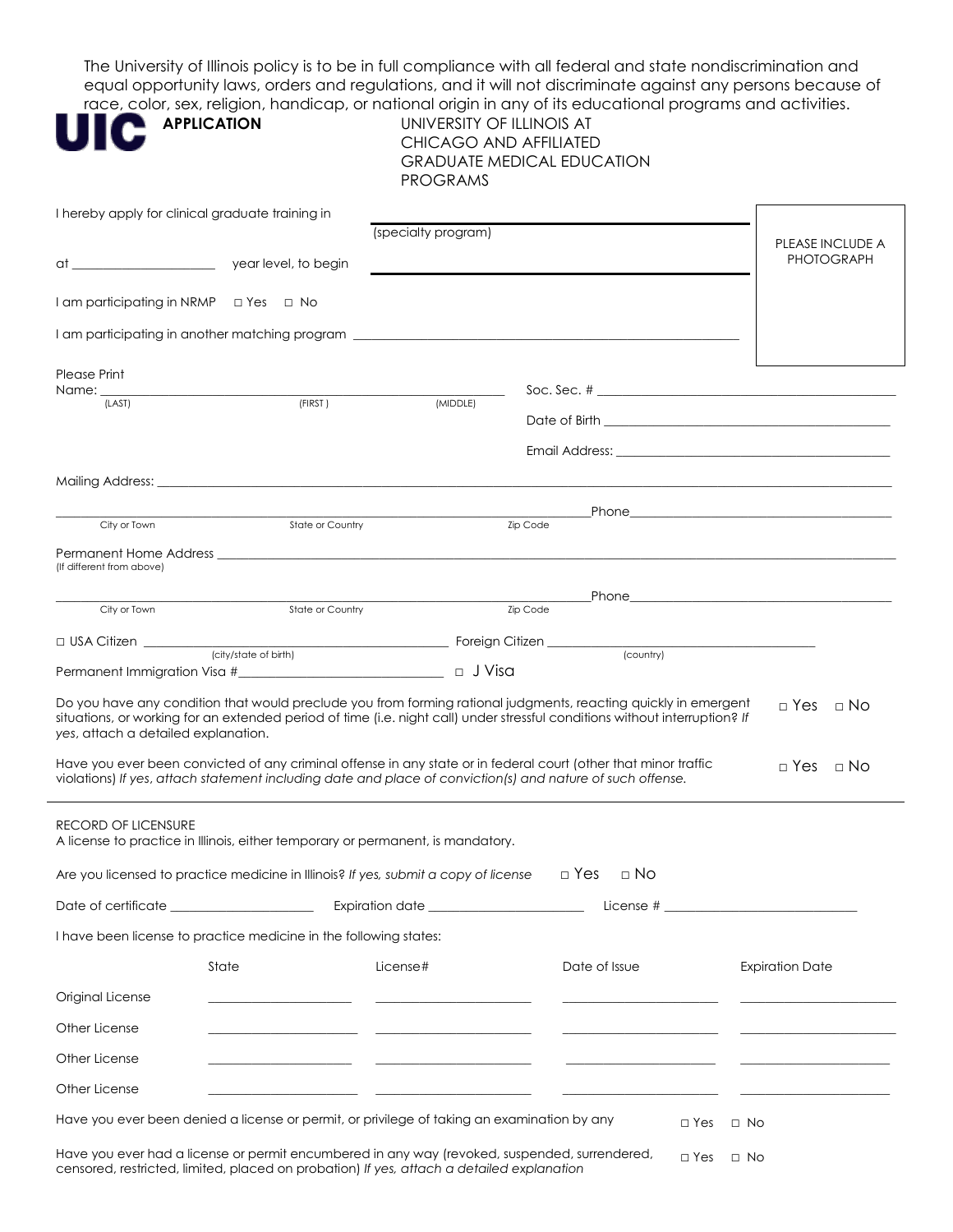The University of Illinois policy is to be in full compliance with all federal and state nondiscrimination and equal opportunity laws, orders and regulations, and it will not discriminate against any persons because of race, color, sex, religion, handicap, or national origin in any of its educational programs and activities.

**UIC** **APPLICATION**

UNIVERSITY OF ILLINOIS AT CHICAGO AND AFFILIATED GRADUATE MEDICAL EDUCATION PROGRAMS

I hereby apply for clinical graduate training in ______________________________ (specialty program)

at ____________________ year level, to begin ______________________________

PLEASE INCLUDE A PHOTOGRAPH

I am participating in NRMP □ Yes □ No

I am participating in another matching program ______________________________

Please Print
Name: ______________________________
(LAST) (FIRST) (MIDDLE)

Soc. Sec. # ______________________________

Date of Birth ______________________________

Email Address: ______________________________

Mailing Address: ______________________________

______________________________ Phone______________________________
City or Town State or Country Zip Code

Permanent Home Address ______________________________
(If different from above)

______________________________ Phone______________________________
City or Town State or Country Zip Code

□ USA Citizen ______________________________ Foreign Citizen ______________________________
(city/state of birth) (country)

Permanent Immigration Visa #______________________________ □ J Visa

Do you have any condition that would preclude you from forming rational judgments, reacting quickly in emergent situations, or working for an extended period of time (i.e. night call) under stressful conditions without interruption? *If yes, attach a detailed explanation.* □ Yes □ No

Have you ever been convicted of any criminal offense in any state or in federal court (other that minor traffic violations) *If yes, attach statement including date and place of conviction(s) and nature of such offense.* □ Yes □ No

---

RECORD OF LICENSURE
A license to practice in Illinois, either temporary or permanent, is mandatory.

Are you licensed to practice medicine in Illinois? *If yes, submit a copy of license* □ Yes □ No

Date of certificate ____________________ Expiration date ____________________ License # ____________________

I have been license to practice medicine in the following states:

| | State | License# | Date of Issue | Expiration Date |
|---|---|---|---|---|
| Original License | | | | |
| Other License | | | | |
| Other License | | | | |
| Other License | | | | |

Have you ever been denied a license or permit, or privilege of taking an examination by any □ Yes □ No

Have you ever had a license or permit encumbered in any way (revoked, suspended, surrendered, censored, restricted, limited, placed on probation) *If yes, attach a detailed explanation* □ Yes □ No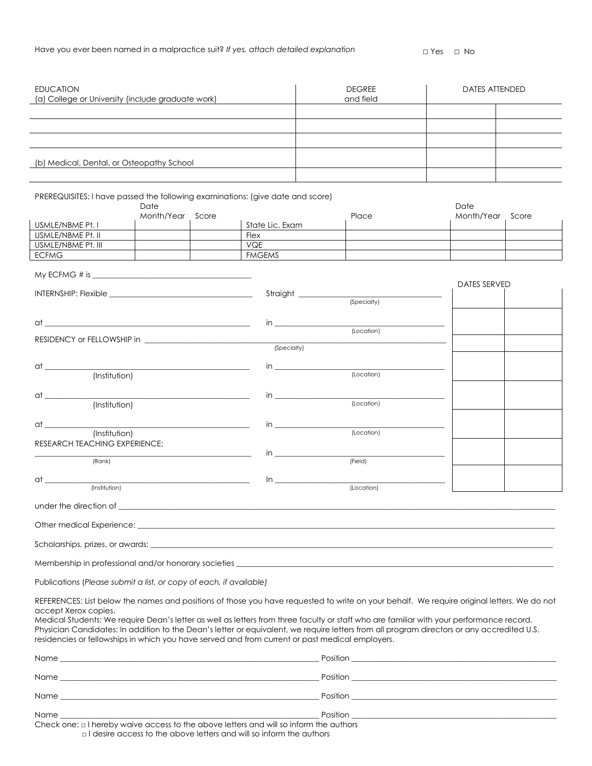Have you ever been named in a malpractice suit? *If yes, attach detailed explanation* □ Yes □ No

| EDUCATION<br>(a) College or University (include graduate work) | DEGREE<br>and field | DATES ATTENDED | |
|---|---|---|---|
| | | | |
| | | | |
| | | | |
| (b) Medical, Dental, or Osteopathy School | | | |
| | | | |

PREREQUISITES: I have passed the following examinations: (give date and score)

| | Date<br>Month/Year | Score | | Place | Date<br>Month/Year | Score |
|---|---|---|---|---|---|---|
| USMLE/NBME Pt. I | | | State Lic. Exam | | | |
| USMLE/NBME Pt. II | | | Flex | | | |
| USMLE/NBME Pt. III | | | VQE | | | |
| ECFMG | | | FMGEMS | | | |

My ECFMG # is ______________________________________

DATES SERVED

INTERNSHIP: Flexible ______________________________ Straight ______________________________ (Specialty)

at ______________________________ in ______________________________ (Location)

RESIDENCY or FELLOWSHIP in ______________________________ (Specialty)

at ______________________________ (Institution) in ______________________________ (Location)

at ______________________________ (Institution) in ______________________________ (Location)

at ______________________________ (Institution) in ______________________________ (Location)

RESEARCH TEACHING EXPERIENCE:

______________________________ (Rank) in ______________________________ (Field)

at ______________________________ (Institution) In ______________________________ (Location)

under the direction of ______________________________________________________________

Other medical Experience: ______________________________________________________________

Scholarships, prizes, or awards: ______________________________________________________________

Membership in professional and/or honorary societies ______________________________________________________________

Publications (*Please submit a list, or copy of each, if available)*

REFERENCES: List below the names and positions of those you have requested to write on your behalf. We require original letters. We do not accept Xerox copies.
Medical Students: We require Dean's letter as well as letters from three faculty or staff who are familiar with your performance record.
Physician Candidates: In addition to the Dean's letter or equivalent, we require letters from all program directors or any accredited U.S. residencies or fellowships in which you have served and from current or past medical employers.

Name ______________________________ Position ______________________________

Name ______________________________ Position ______________________________

Name ______________________________ Position ______________________________

Name ______________________________ Position ______________________________

Check one: □ I hereby waive access to the above letters and will so inform the authors
□ I desire access to the above letters and will so inform the authors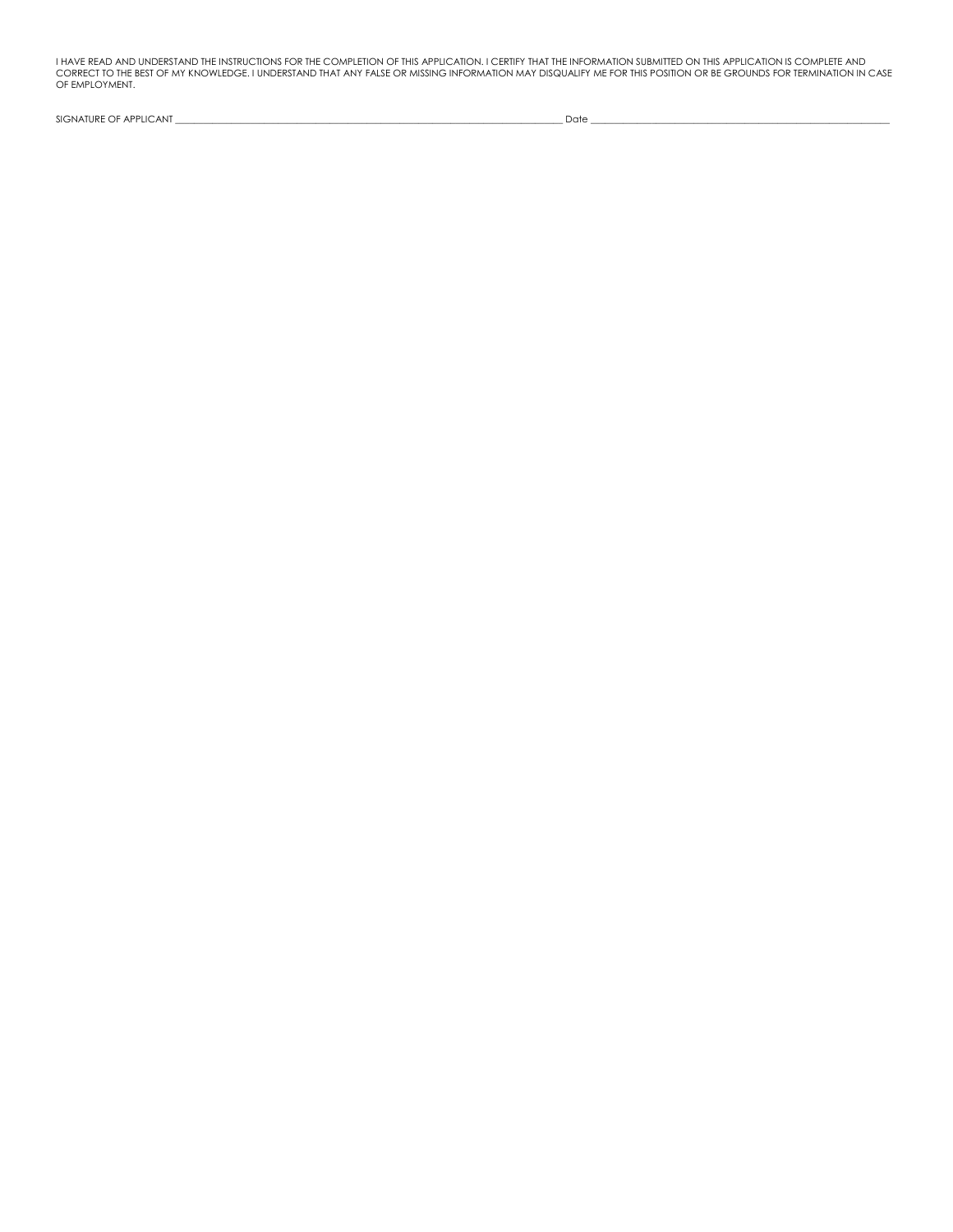I HAVE READ AND UNDERSTAND THE INSTRUCTIONS FOR THE COMPLETION OF THIS APPLICATION. I CERTIFY THAT THE INFORMATION SUBMITTED ON THIS APPLICATION IS COMPLETE AND CORRECT TO THE BEST OF MY KNOWLEDGE. I UNDERSTAND THAT ANY FALSE OR MISSING INFORMATION MAY DISQUALIFY ME FOR THIS POSITION OR BE GROUNDS FOR TERMINATION IN CASE OF EMPLOYMENT.

SIGNATURE OF APPLICANT ______________________________________________ Date ______________________________________